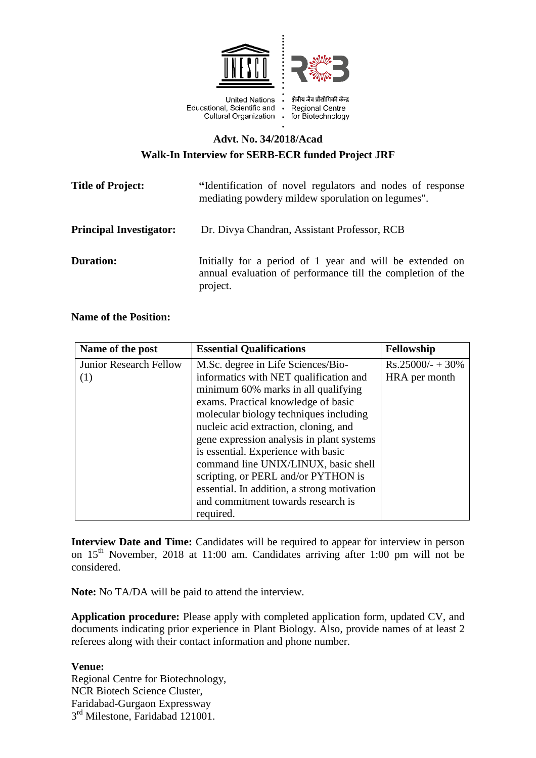United Nations Educational, Scientific and Cultural Organization

क्षेत्रीय जैव प्रौद्योगिकी केन्द्र
Regional Centre for Biotechnology

## Advt. No. 34/2018/Acad

## Walk-In Interview for SERB-ECR funded Project JRF

**Title of Project:** "Identification of novel regulators and nodes of response mediating powdery mildew sporulation on legumes".

**Principal Investigator:** Dr. Divya Chandran, Assistant Professor, RCB

**Duration:** Initially for a period of 1 year and will be extended on annual evaluation of performance till the completion of the project.

**Name of the Position:**

| Name of the post | Essential Qualifications | Fellowship |
|---|---|---|
| Junior Research Fellow (1) | M.Sc. degree in Life Sciences/Bio-informatics with NET qualification and minimum 60% marks in all qualifying exams. Practical knowledge of basic molecular biology techniques including nucleic acid extraction, cloning, and gene expression analysis in plant systems is essential. Experience with basic command line UNIX/LINUX, basic shell scripting, or PERL and/or PYTHON is essential. In addition, a strong motivation and commitment towards research is required. | Rs.25000/- + 30% HRA per month |

**Interview Date and Time:** Candidates will be required to appear for interview in person on 15th November, 2018 at 11:00 am. Candidates arriving after 1:00 pm will not be considered.

**Note:** No TA/DA will be paid to attend the interview.

**Application procedure:** Please apply with completed application form, updated CV, and documents indicating prior experience in Plant Biology. Also, provide names of at least 2 referees along with their contact information and phone number.

**Venue:**
Regional Centre for Biotechnology,
NCR Biotech Science Cluster,
Faridabad-Gurgaon Expressway
3rd Milestone, Faridabad 121001.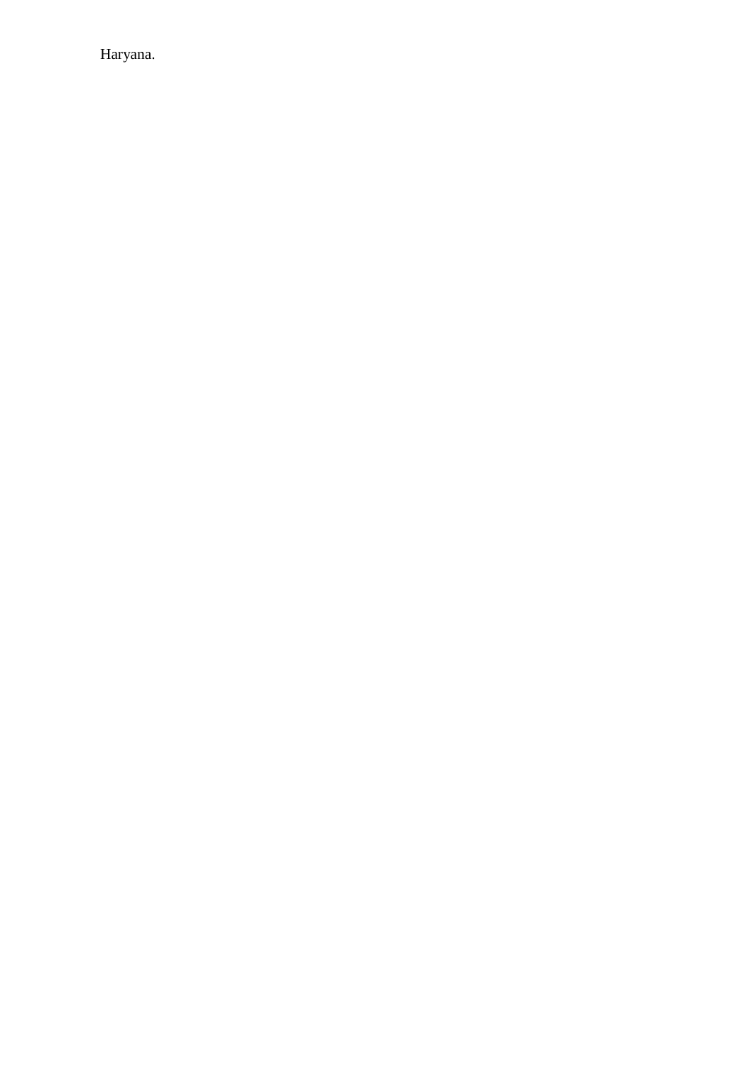Haryana.